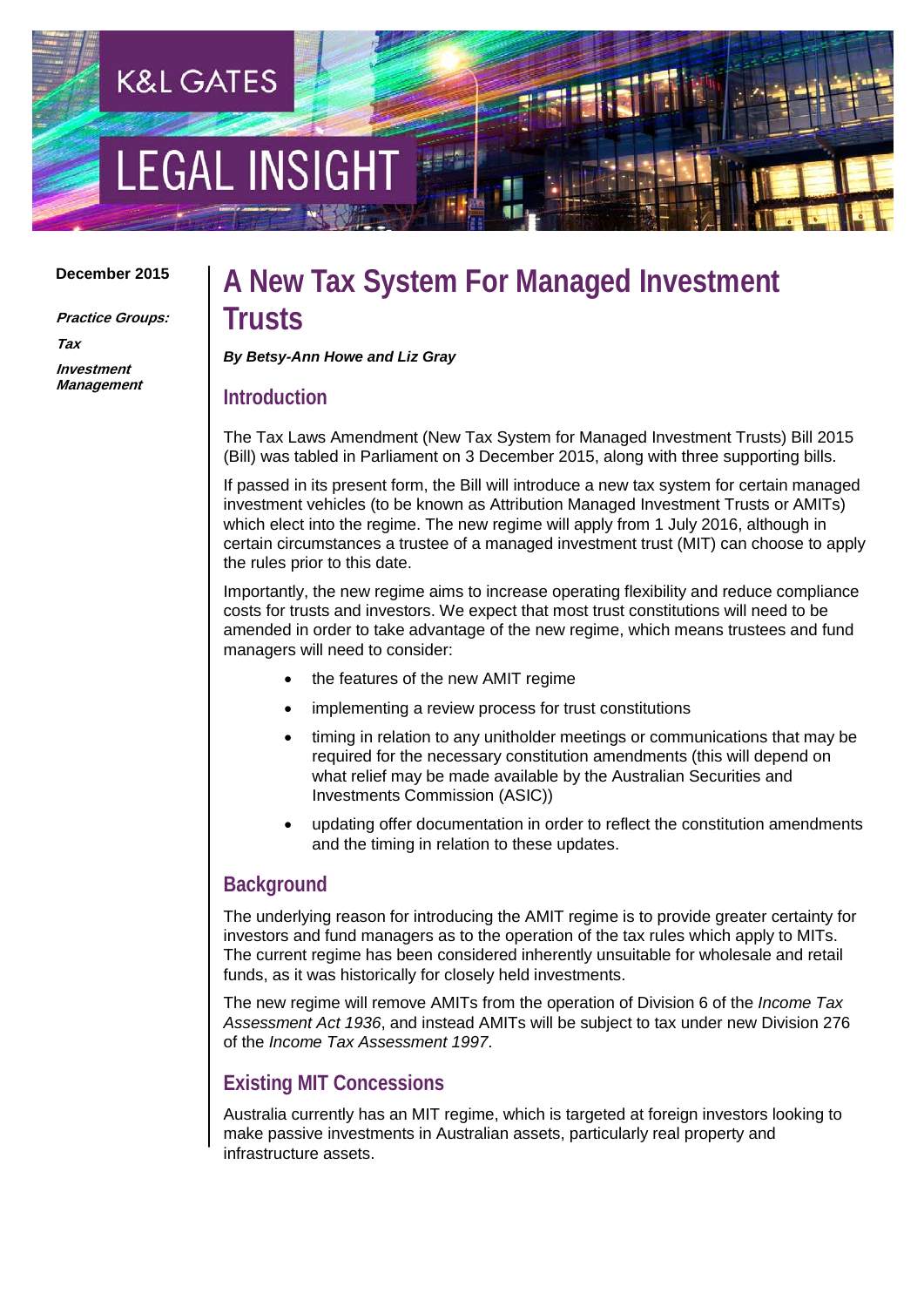K&L GATES

LEGAL INSIGHT

**December 2015**

***Practice Groups:***

***Tax***

***Investment Management***

# A New Tax System For Managed Investment Trusts

***By Betsy-Ann Howe and Liz Gray***

## Introduction

The Tax Laws Amendment (New Tax System for Managed Investment Trusts) Bill 2015 (Bill) was tabled in Parliament on 3 December 2015, along with three supporting bills.

If passed in its present form, the Bill will introduce a new tax system for certain managed investment vehicles (to be known as Attribution Managed Investment Trusts or AMITs) which elect into the regime. The new regime will apply from 1 July 2016, although in certain circumstances a trustee of a managed investment trust (MIT) can choose to apply the rules prior to this date.

Importantly, the new regime aims to increase operating flexibility and reduce compliance costs for trusts and investors. We expect that most trust constitutions will need to be amended in order to take advantage of the new regime, which means trustees and fund managers will need to consider:

- the features of the new AMIT regime
- implementing a review process for trust constitutions
- timing in relation to any unitholder meetings or communications that may be required for the necessary constitution amendments (this will depend on what relief may be made available by the Australian Securities and Investments Commission (ASIC))
- updating offer documentation in order to reflect the constitution amendments and the timing in relation to these updates.

## Background

The underlying reason for introducing the AMIT regime is to provide greater certainty for investors and fund managers as to the operation of the tax rules which apply to MITs. The current regime has been considered inherently unsuitable for wholesale and retail funds, as it was historically for closely held investments.

The new regime will remove AMITs from the operation of Division 6 of the *Income Tax Assessment Act 1936*, and instead AMITs will be subject to tax under new Division 276 of the *Income Tax Assessment 1997*.

## Existing MIT Concessions

Australia currently has an MIT regime, which is targeted at foreign investors looking to make passive investments in Australian assets, particularly real property and infrastructure assets.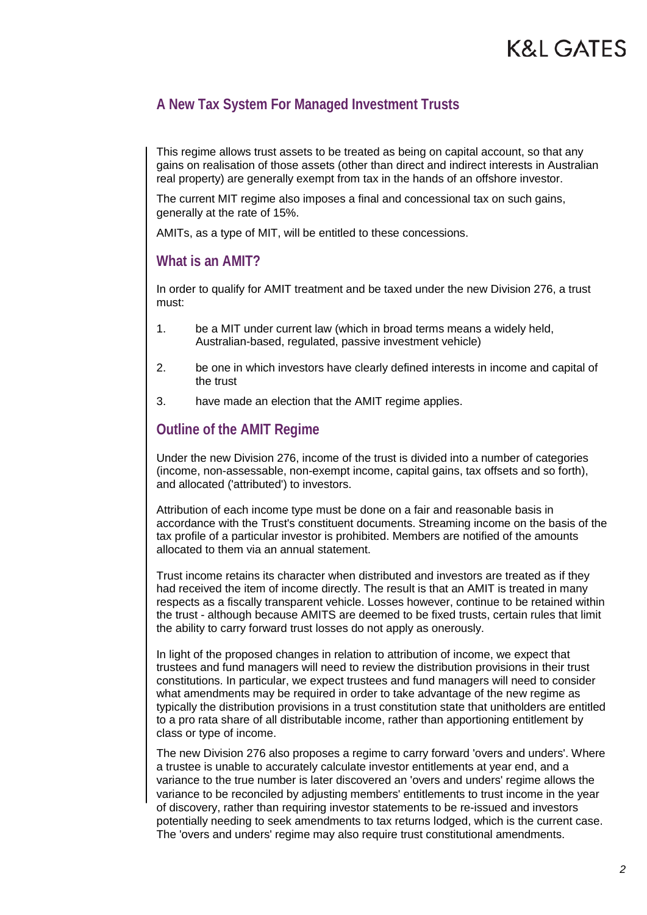## A New Tax System For Managed Investment Trusts

This regime allows trust assets to be treated as being on capital account, so that any gains on realisation of those assets (other than direct and indirect interests in Australian real property) are generally exempt from tax in the hands of an offshore investor.

The current MIT regime also imposes a final and concessional tax on such gains, generally at the rate of 15%.

AMITs, as a type of MIT, will be entitled to these concessions.

## What is an AMIT?

In order to qualify for AMIT treatment and be taxed under the new Division 276, a trust must:

1. be a MIT under current law (which in broad terms means a widely held, Australian-based, regulated, passive investment vehicle)
2. be one in which investors have clearly defined interests in income and capital of the trust
3. have made an election that the AMIT regime applies.

## Outline of the AMIT Regime

Under the new Division 276, income of the trust is divided into a number of categories (income, non-assessable, non-exempt income, capital gains, tax offsets and so forth), and allocated ('attributed') to investors.

Attribution of each income type must be done on a fair and reasonable basis in accordance with the Trust's constituent documents. Streaming income on the basis of the tax profile of a particular investor is prohibited. Members are notified of the amounts allocated to them via an annual statement.

Trust income retains its character when distributed and investors are treated as if they had received the item of income directly. The result is that an AMIT is treated in many respects as a fiscally transparent vehicle. Losses however, continue to be retained within the trust - although because AMITS are deemed to be fixed trusts, certain rules that limit the ability to carry forward trust losses do not apply as onerously.

In light of the proposed changes in relation to attribution of income, we expect that trustees and fund managers will need to review the distribution provisions in their trust constitutions. In particular, we expect trustees and fund managers will need to consider what amendments may be required in order to take advantage of the new regime as typically the distribution provisions in a trust constitution state that unitholders are entitled to a pro rata share of all distributable income, rather than apportioning entitlement by class or type of income.

The new Division 276 also proposes a regime to carry forward 'overs and unders'. Where a trustee is unable to accurately calculate investor entitlements at year end, and a variance to the true number is later discovered an 'overs and unders' regime allows the variance to be reconciled by adjusting members' entitlements to trust income in the year of discovery, rather than requiring investor statements to be re-issued and investors potentially needing to seek amendments to tax returns lodged, which is the current case. The 'overs and unders' regime may also require trust constitutional amendments.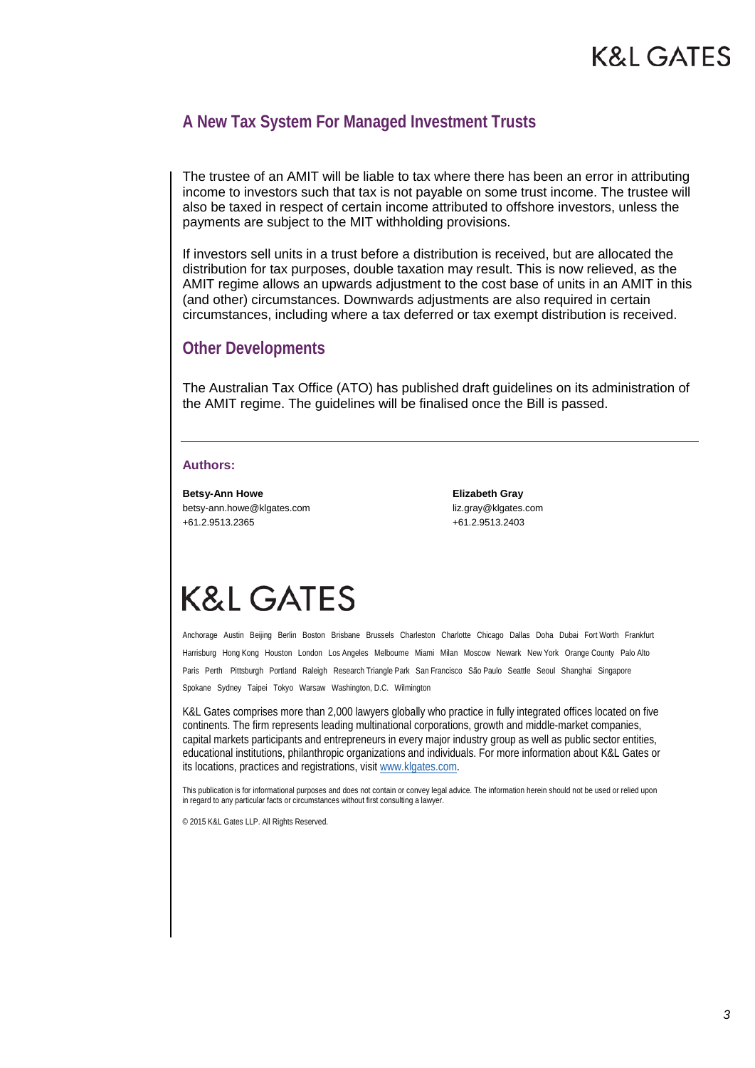## A New Tax System For Managed Investment Trusts

The trustee of an AMIT will be liable to tax where there has been an error in attributing income to investors such that tax is not payable on some trust income. The trustee will also be taxed in respect of certain income attributed to offshore investors, unless the payments are subject to the MIT withholding provisions.

If investors sell units in a trust before a distribution is received, but are allocated the distribution for tax purposes, double taxation may result. This is now relieved, as the AMIT regime allows an upwards adjustment to the cost base of units in an AMIT in this (and other) circumstances. Downwards adjustments are also required in certain circumstances, including where a tax deferred or tax exempt distribution is received.

## Other Developments

The Australian Tax Office (ATO) has published draft guidelines on its administration of the AMIT regime. The guidelines will be finalised once the Bill is passed.

---

**Authors:**

**Betsy-Ann Howe**
betsy-ann.howe@klgates.com
+61.2.9513.2365

**Elizabeth Gray**
liz.gray@klgates.com
+61.2.9513.2403

# K&L GATES

Anchorage Austin Beijing Berlin Boston Brisbane Brussels Charleston Charlotte Chicago Dallas Doha Dubai Fort Worth Frankfurt Harrisburg Hong Kong Houston London Los Angeles Melbourne Miami Milan Moscow Newark New York Orange County Palo Alto Paris Perth Pittsburgh Portland Raleigh Research Triangle Park San Francisco São Paulo Seattle Seoul Shanghai Singapore Spokane Sydney Taipei Tokyo Warsaw Washington, D.C. Wilmington

K&L Gates comprises more than 2,000 lawyers globally who practice in fully integrated offices located on five continents. The firm represents leading multinational corporations, growth and middle-market companies, capital markets participants and entrepreneurs in every major industry group as well as public sector entities, educational institutions, philanthropic organizations and individuals. For more information about K&L Gates or its locations, practices and registrations, visit www.klgates.com.

This publication is for informational purposes and does not contain or convey legal advice. The information herein should not be used or relied upon in regard to any particular facts or circumstances without first consulting a lawyer.

© 2015 K&L Gates LLP. All Rights Reserved.